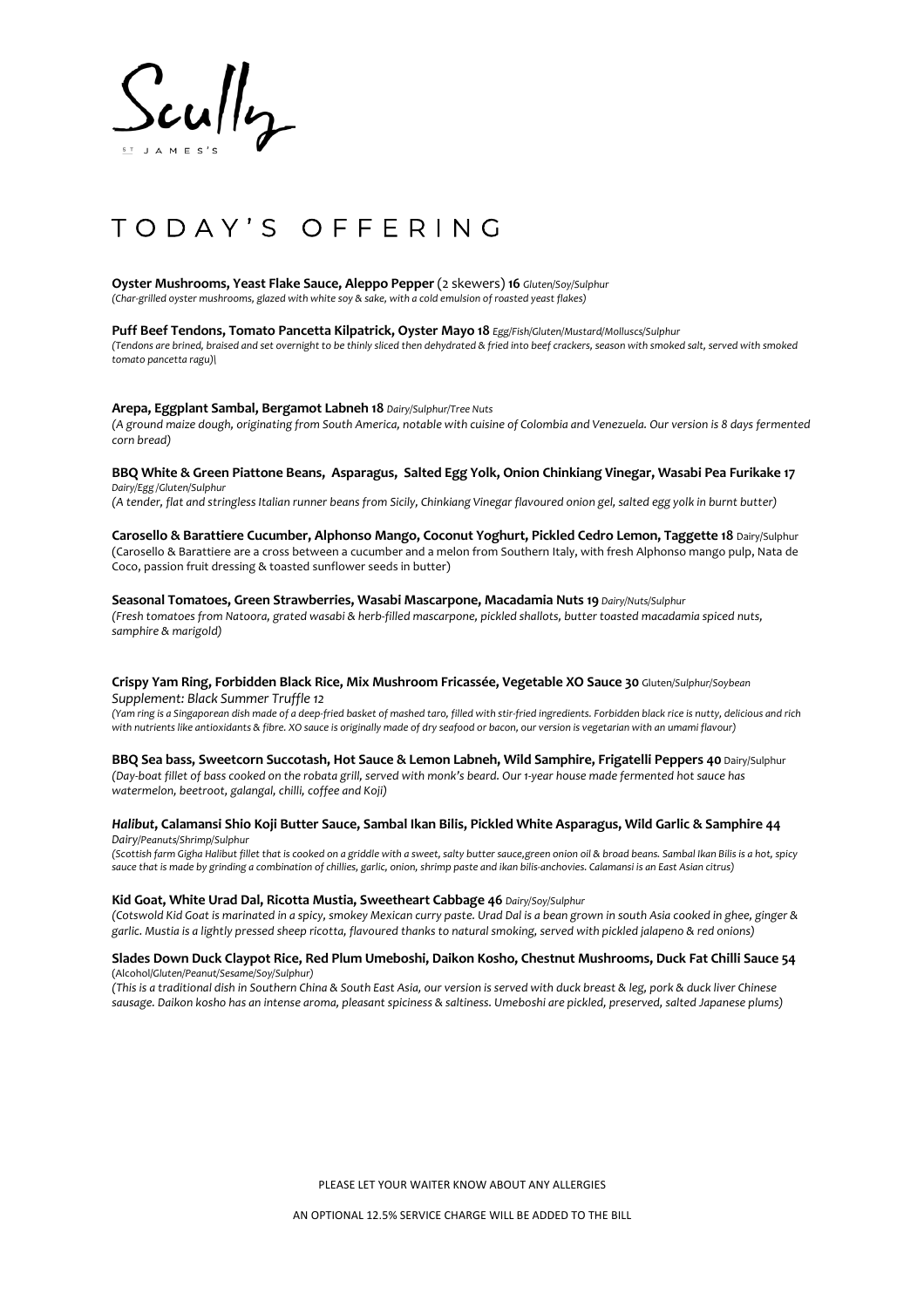# Scully

ST JAMES'S

## TODAY'S OFFERING

**Oyster Mushrooms, Yeast Flake Sauce, Aleppo Pepper** (2 skewers) **16** *Gluten/Soy/Sulphur*
*(Char-grilled oyster mushrooms, glazed with white soy & sake, with a cold emulsion of roasted yeast flakes)*

**Puff Beef Tendons, Tomato Pancetta Kilpatrick, Oyster Mayo 18** *Egg/Fish/Gluten/Mustard/Molluscs/Sulphur*
*(Tendons are brined, braised and set overnight to be thinly sliced then dehydrated & fried into beef crackers, season with smoked salt, served with smoked tomato pancetta ragu)\*

**Arepa, Eggplant Sambal, Bergamot Labneh 18** *Dairy/Sulphur/Tree Nuts*
*(A ground maize dough, originating from South America, notable with cuisine of Colombia and Venezuela. Our version is 8 days fermented corn bread)*

**BBQ White & Green Piattone Beans, Asparagus, Salted Egg Yolk, Onion Chinkiang Vinegar, Wasabi Pea Furikake 17** *Dairy/Egg /Gluten/Sulphur*
*(A tender, flat and stringless Italian runner beans from Sicily, Chinkiang Vinegar flavoured onion gel, salted egg yolk in burnt butter)*

**Carosello & Barattiere Cucumber, Alphonso Mango, Coconut Yoghurt, Pickled Cedro Lemon, Taggette 18** Dairy/Sulphur
(Carosello & Barattiere are a cross between a cucumber and a melon from Southern Italy, with fresh Alphonso mango pulp, Nata de Coco, passion fruit dressing & toasted sunflower seeds in butter)

**Seasonal Tomatoes, Green Strawberries, Wasabi Mascarpone, Macadamia Nuts 19** *Dairy/Nuts/Sulphur*
*(Fresh tomatoes from Natoora, grated wasabi & herb-filled mascarpone, pickled shallots, butter toasted macadamia spiced nuts, samphire & marigold)*

**Crispy Yam Ring, Forbidden Black Rice, Mix Mushroom Fricassée, Vegetable XO Sauce 30** Gluten/Sulphur/Soybean
*Supplement: Black Summer Truffle 12*
*(Yam ring is a Singaporean dish made of a deep-fried basket of mashed taro, filled with stir-fried ingredients. Forbidden black rice is nutty, delicious and rich with nutrients like antioxidants & fibre. XO sauce is originally made of dry seafood or bacon, our version is vegetarian with an umami flavour)*

**BBQ Sea bass, Sweetcorn Succotash, Hot Sauce & Lemon Labneh, Wild Samphire, Frigatelli Peppers 40** Dairy/Sulphur
*(Day-boat fillet of bass cooked on the robata grill, served with monk's beard. Our 1-year house made fermented hot sauce has watermelon, beetroot, galangal, chilli, coffee and Koji)*

***Halibut*, Calamansi Shio Koji Butter Sauce, Sambal Ikan Bilis, Pickled White Asparagus, Wild Garlic & Samphire 44** *Dairy/Peanuts/Shrimp/Sulphur*
*(Scottish farm Gigha Halibut fillet that is cooked on a griddle with a sweet, salty butter sauce,green onion oil & broad beans. Sambal Ikan Bilis is a hot, spicy sauce that is made by grinding a combination of chillies, garlic, onion, shrimp paste and ikan bilis-anchovies. Calamansi is an East Asian citrus)*

**Kid Goat, White Urad Dal, Ricotta Mustia, Sweetheart Cabbage 46** *Dairy/Soy/Sulphur*
*(Cotswold Kid Goat is marinated in a spicy, smokey Mexican curry paste. Urad Dal is a bean grown in south Asia cooked in ghee, ginger & garlic. Mustia is a lightly pressed sheep ricotta, flavoured thanks to natural smoking, served with pickled jalapeno & red onions)*

**Slades Down Duck Claypot Rice, Red Plum Umeboshi, Daikon Kosho, Chestnut Mushrooms, Duck Fat Chilli Sauce 54** (Alcohol/Gluten/Peanut/Sesame/Soy/Sulphur)
*(This is a traditional dish in Southern China & South East Asia, our version is served with duck breast & leg, pork & duck liver Chinese sausage. Daikon kosho has an intense aroma, pleasant spiciness & saltiness. Umeboshi are pickled, preserved, salted Japanese plums)*

PLEASE LET YOUR WAITER KNOW ABOUT ANY ALLERGIES

AN OPTIONAL 12.5% SERVICE CHARGE WILL BE ADDED TO THE BILL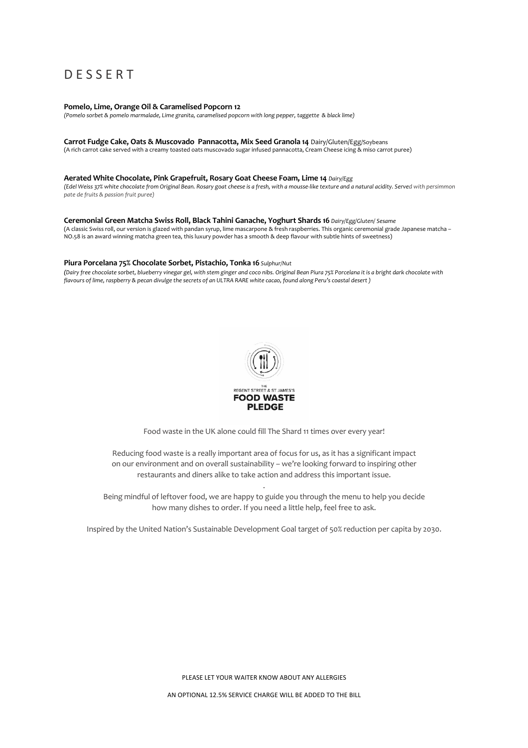# DESSERT

**Pomelo, Lime, Orange Oil & Caramelised Popcorn 12**
*(Pomelo sorbet & pomelo marmalade, Lime granita, caramelised popcorn with long pepper, taggette & black lime)*

**Carrot Fudge Cake, Oats & Muscovado Pannacotta, Mix Seed Granola 14** Dairy/Gluten/Egg/Soybeans
(A rich carrot cake served with a creamy toasted oats muscovado sugar infused pannacotta, Cream Cheese icing & miso carrot puree)

**Aerated White Chocolate, Pink Grapefruit, Rosary Goat Cheese Foam, Lime 14** *Dairy/Egg*
*(Edel Weiss 37% white chocolate from Original Bean. Rosary goat cheese is a fresh, with a mousse-like texture and a natural acidity. Served with persimmon pate de fruits & passion fruit puree)*

**Ceremonial Green Matcha Swiss Roll, Black Tahini Ganache, Yoghurt Shards 16** *Dairy/Egg/Gluten/ Sesame*
(A classic Swiss roll, our version is glazed with pandan syrup, lime mascarpone & fresh raspberries. This organic ceremonial grade Japanese matcha – NO.58 is an award winning matcha green tea, this luxury powder has a smooth & deep flavour with subtle hints of sweetness)

**Piura Porcelana 75% Chocolate Sorbet, Pistachio, Tonka 16** *Sulphur/Nut*
*(Dairy free chocolate sorbet, blueberry vinegar gel, with stem ginger and coco nibs. Original Bean Piura 75% Porcelana it is a bright dark chocolate with flavours of lime, raspberry & pecan divulge the secrets of an ULTRA RARE white cacao, found along Peru's coastal desert )*

THE REGENT STREET & ST JAMES'S
**FOOD WASTE PLEDGE**

Food waste in the UK alone could fill The Shard 11 times over every year!

Reducing food waste is a really important area of focus for us, as it has a significant impact on our environment and on overall sustainability – we're looking forward to inspiring other restaurants and diners alike to take action and address this important issue.

Being mindful of leftover food, we are happy to guide you through the menu to help you decide how many dishes to order. If you need a little help, feel free to ask.

Inspired by the United Nation's Sustainable Development Goal target of 50% reduction per capita by 2030.

PLEASE LET YOUR WAITER KNOW ABOUT ANY ALLERGIES

AN OPTIONAL 12.5% SERVICE CHARGE WILL BE ADDED TO THE BILL